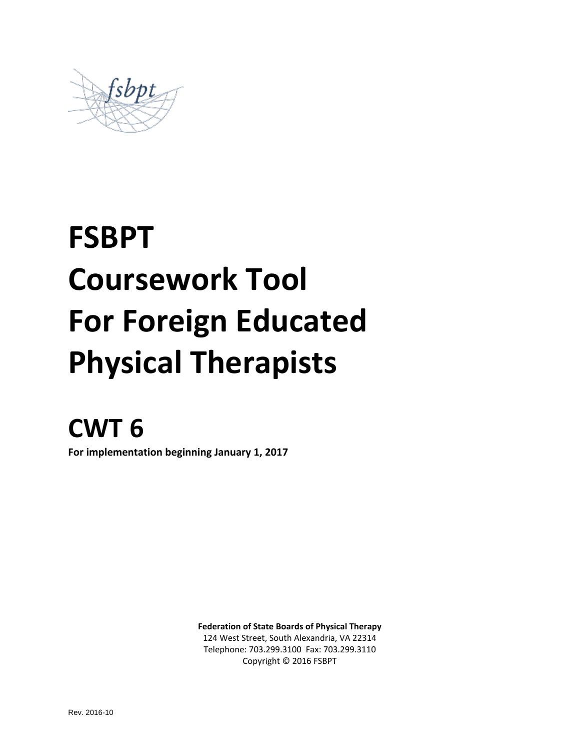fsbpt

# FSBPT Coursework Tool For Foreign Educated Physical Therapists

# CWT 6

**For implementation beginning January 1, 2017**

**Federation of State Boards of Physical Therapy**
124 West Street, South Alexandria, VA 22314
Telephone: 703.299.3100 Fax: 703.299.3110
Copyright © 2016 FSBPT

Rev. 2016-10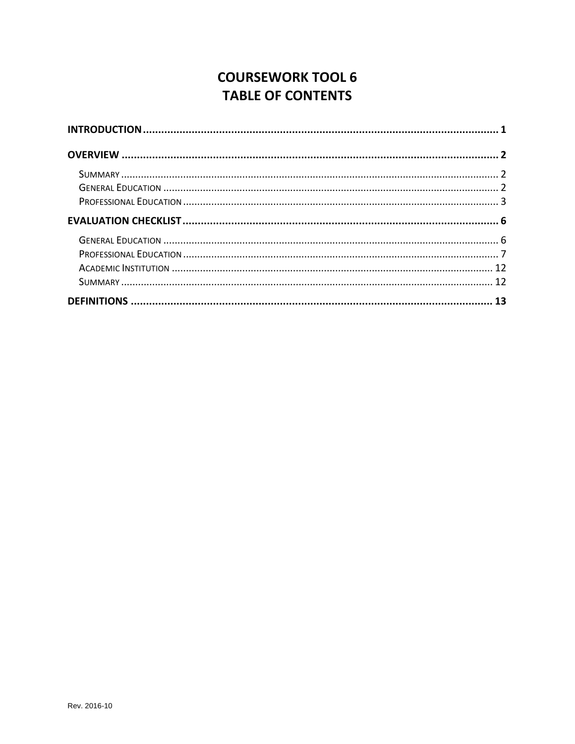# COURSEWORK TOOL 6
# TABLE OF CONTENTS

**INTRODUCTION** ..................................................................................................................... **1**

**OVERVIEW** ........................................................................................................................... **2**

- SUMMARY ........................................................................................................................... 2
- GENERAL EDUCATION .......................................................................................................... 2
- PROFESSIONAL EDUCATION ................................................................................................. 3

**EVALUATION CHECKLIST** ..................................................................................................... **6**

- GENERAL EDUCATION .......................................................................................................... 6
- PROFESSIONAL EDUCATION ................................................................................................. 7
- ACADEMIC INSTITUTION ....................................................................................................... 12
- SUMMARY ........................................................................................................................... 12

**DEFINITIONS** ........................................................................................................................ **13**

Rev. 2016-10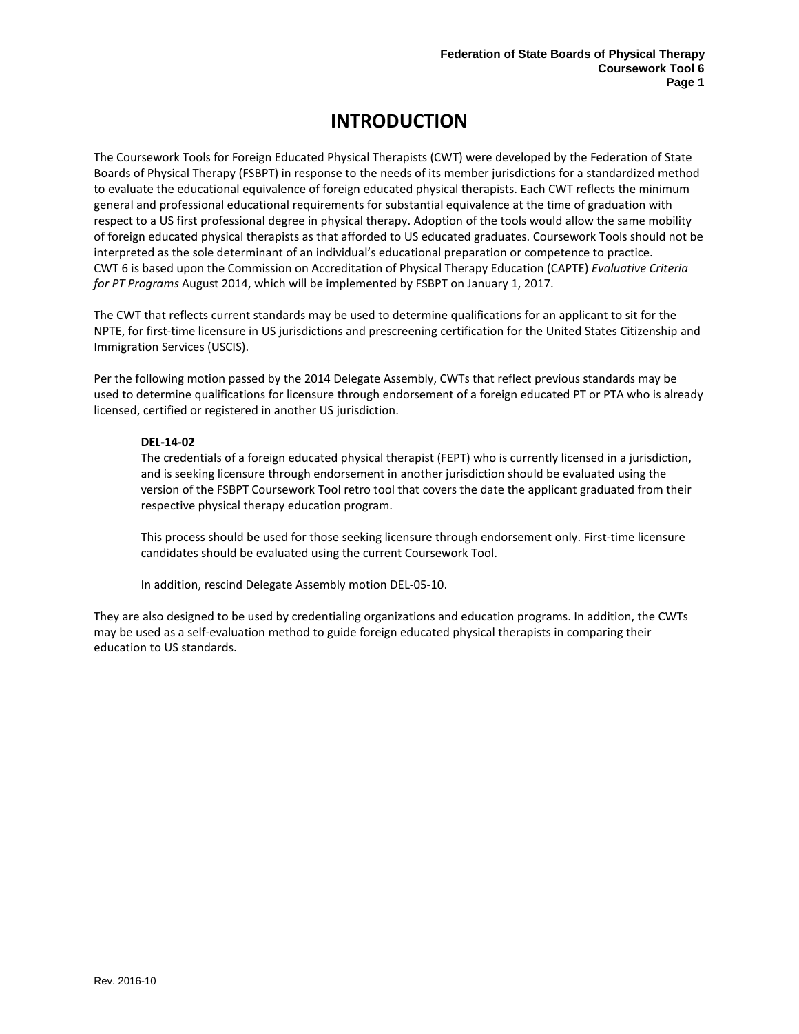# INTRODUCTION

The Coursework Tools for Foreign Educated Physical Therapists (CWT) were developed by the Federation of State Boards of Physical Therapy (FSBPT) in response to the needs of its member jurisdictions for a standardized method to evaluate the educational equivalence of foreign educated physical therapists. Each CWT reflects the minimum general and professional educational requirements for substantial equivalence at the time of graduation with respect to a US first professional degree in physical therapy. Adoption of the tools would allow the same mobility of foreign educated physical therapists as that afforded to US educated graduates. Coursework Tools should not be interpreted as the sole determinant of an individual's educational preparation or competence to practice. CWT 6 is based upon the Commission on Accreditation of Physical Therapy Education (CAPTE) *Evaluative Criteria for PT Programs* August 2014, which will be implemented by FSBPT on January 1, 2017.

The CWT that reflects current standards may be used to determine qualifications for an applicant to sit for the NPTE, for first-time licensure in US jurisdictions and prescreening certification for the United States Citizenship and Immigration Services (USCIS).

Per the following motion passed by the 2014 Delegate Assembly, CWTs that reflect previous standards may be used to determine qualifications for licensure through endorsement of a foreign educated PT or PTA who is already licensed, certified or registered in another US jurisdiction.

> **DEL-14-02**
> The credentials of a foreign educated physical therapist (FEPT) who is currently licensed in a jurisdiction, and is seeking licensure through endorsement in another jurisdiction should be evaluated using the version of the FSBPT Coursework Tool retro tool that covers the date the applicant graduated from their respective physical therapy education program.
>
> This process should be used for those seeking licensure through endorsement only. First-time licensure candidates should be evaluated using the current Coursework Tool.
>
> In addition, rescind Delegate Assembly motion DEL-05-10.

They are also designed to be used by credentialing organizations and education programs. In addition, the CWTs may be used as a self-evaluation method to guide foreign educated physical therapists in comparing their education to US standards.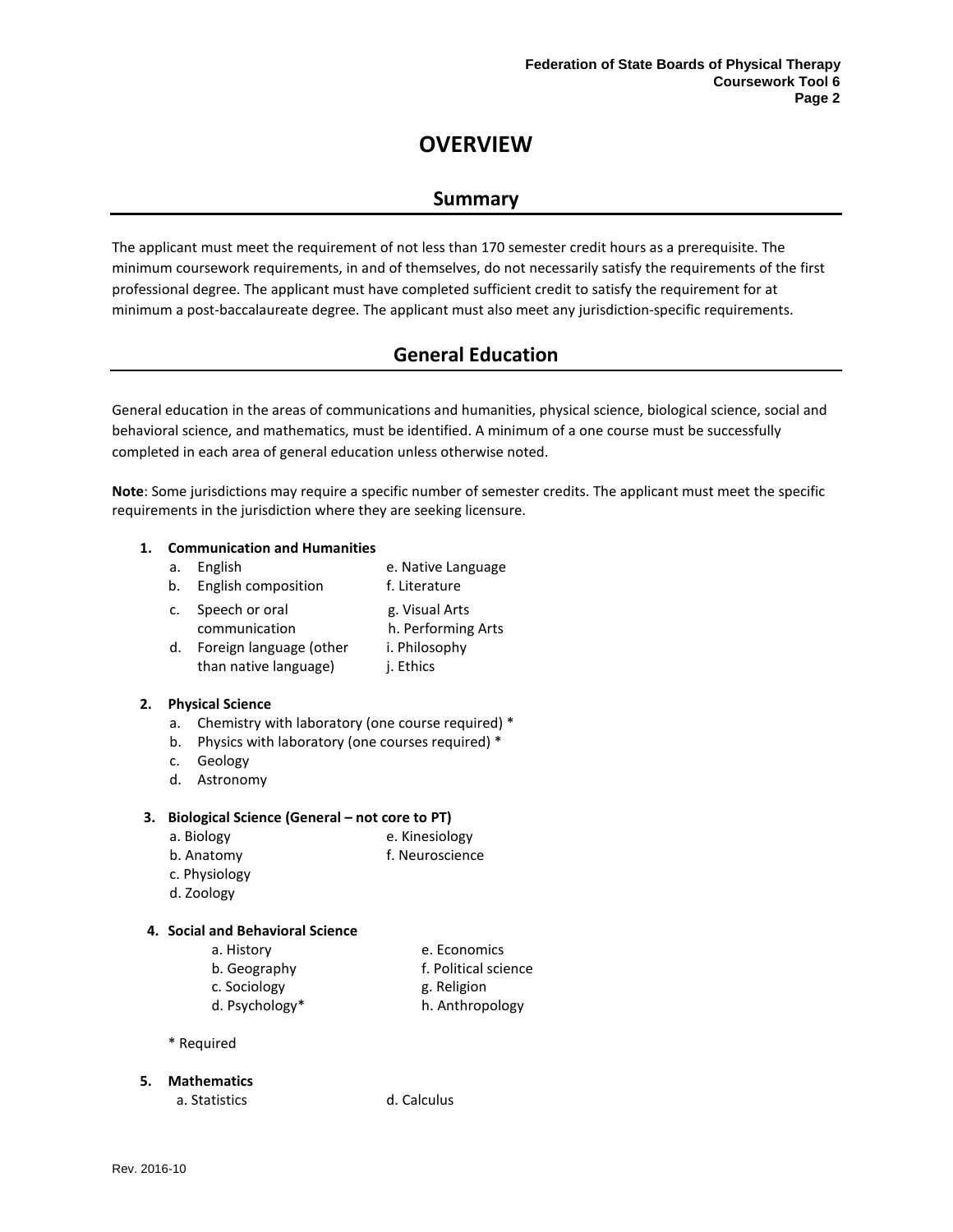# OVERVIEW

## Summary

The applicant must meet the requirement of not less than 170 semester credit hours as a prerequisite. The minimum coursework requirements, in and of themselves, do not necessarily satisfy the requirements of the first professional degree. The applicant must have completed sufficient credit to satisfy the requirement for at minimum a post-baccalaureate degree. The applicant must also meet any jurisdiction-specific requirements.

## General Education

General education in the areas of communications and humanities, physical science, biological science, social and behavioral science, and mathematics, must be identified. A minimum of a one course must be successfully completed in each area of general education unless otherwise noted.

**Note**: Some jurisdictions may require a specific number of semester credits. The applicant must meet the specific requirements in the jurisdiction where they are seeking licensure.

1. **Communication and Humanities**
   a. English
   b. English composition
   c. Speech or oral communication
   d. Foreign language (other than native language)
   e. Native Language
   f. Literature
   g. Visual Arts
   h. Performing Arts
   i. Philosophy
   j. Ethics

2. **Physical Science**
   a. Chemistry with laboratory (one course required) *
   b. Physics with laboratory (one courses required) *
   c. Geology
   d. Astronomy

3. **Biological Science (General – not core to PT)**
   a. Biology
   b. Anatomy
   c. Physiology
   d. Zoology
   e. Kinesiology
   f. Neuroscience

4. **Social and Behavioral Science**
   a. History
   b. Geography
   c. Sociology
   d. Psychology*
   e. Economics
   f. Political science
   g. Religion
   h. Anthropology

   * Required

5. **Mathematics**
   a. Statistics
   d. Calculus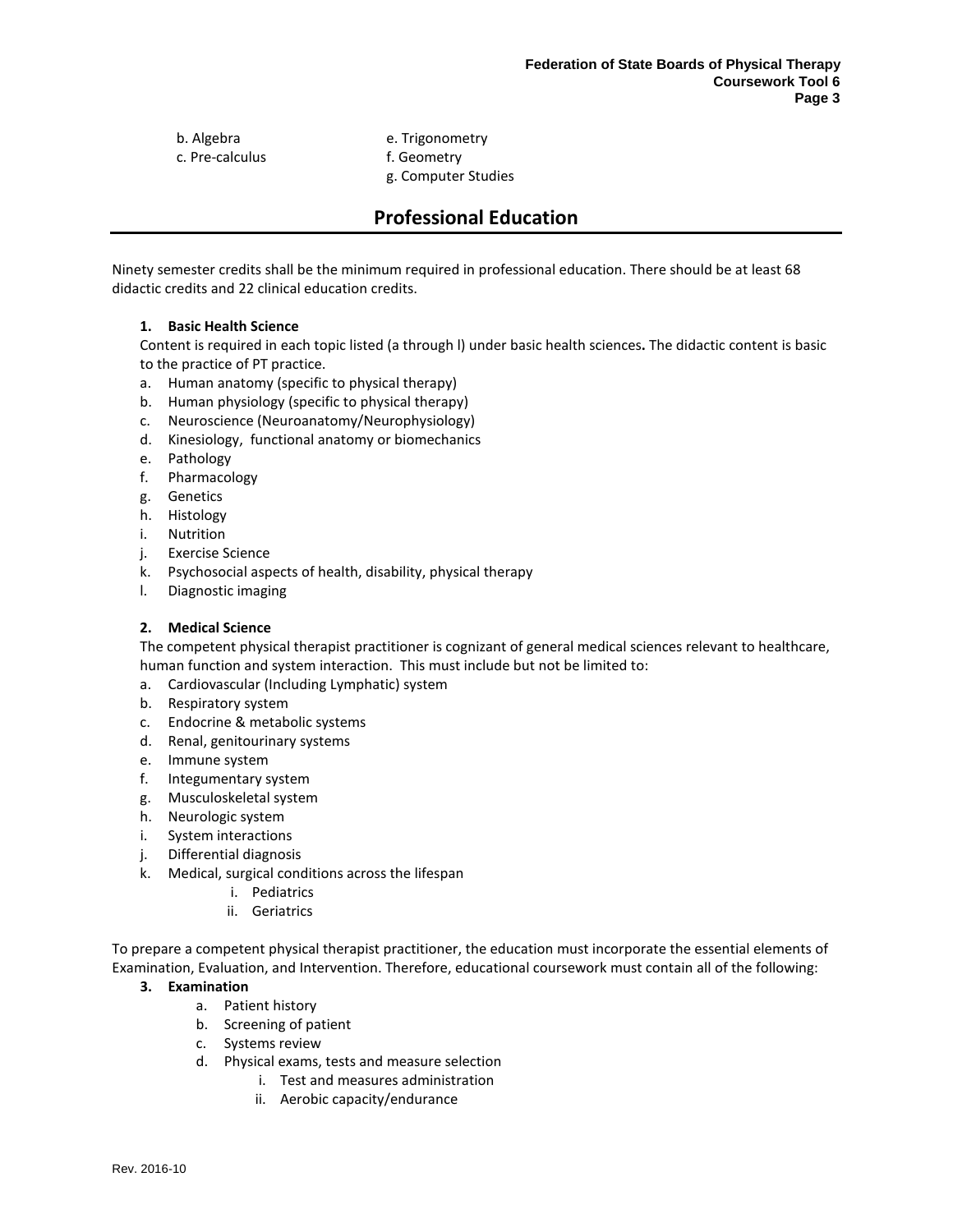b. Algebra
c. Pre-calculus
e. Trigonometry
f. Geometry
g. Computer Studies

## Professional Education

Ninety semester credits shall be the minimum required in professional education. There should be at least 68 didactic credits and 22 clinical education credits.

**1. Basic Health Science**

Content is required in each topic listed (a through l) under basic health sciences**.** The didactic content is basic to the practice of PT practice.

a. Human anatomy (specific to physical therapy)
b. Human physiology (specific to physical therapy)
c. Neuroscience (Neuroanatomy/Neurophysiology)
d. Kinesiology, functional anatomy or biomechanics
e. Pathology
f. Pharmacology
g. Genetics
h. Histology
i. Nutrition
j. Exercise Science
k. Psychosocial aspects of health, disability, physical therapy
l. Diagnostic imaging

**2. Medical Science**

The competent physical therapist practitioner is cognizant of general medical sciences relevant to healthcare, human function and system interaction. This must include but not be limited to:

a. Cardiovascular (Including Lymphatic) system
b. Respiratory system
c. Endocrine & metabolic systems
d. Renal, genitourinary systems
e. Immune system
f. Integumentary system
g. Musculoskeletal system
h. Neurologic system
i. System interactions
j. Differential diagnosis
k. Medical, surgical conditions across the lifespan
    i. Pediatrics
    ii. Geriatrics

To prepare a competent physical therapist practitioner, the education must incorporate the essential elements of Examination, Evaluation, and Intervention. Therefore, educational coursework must contain all of the following:

**3. Examination**

a. Patient history
b. Screening of patient
c. Systems review
d. Physical exams, tests and measure selection
    i. Test and measures administration
    ii. Aerobic capacity/endurance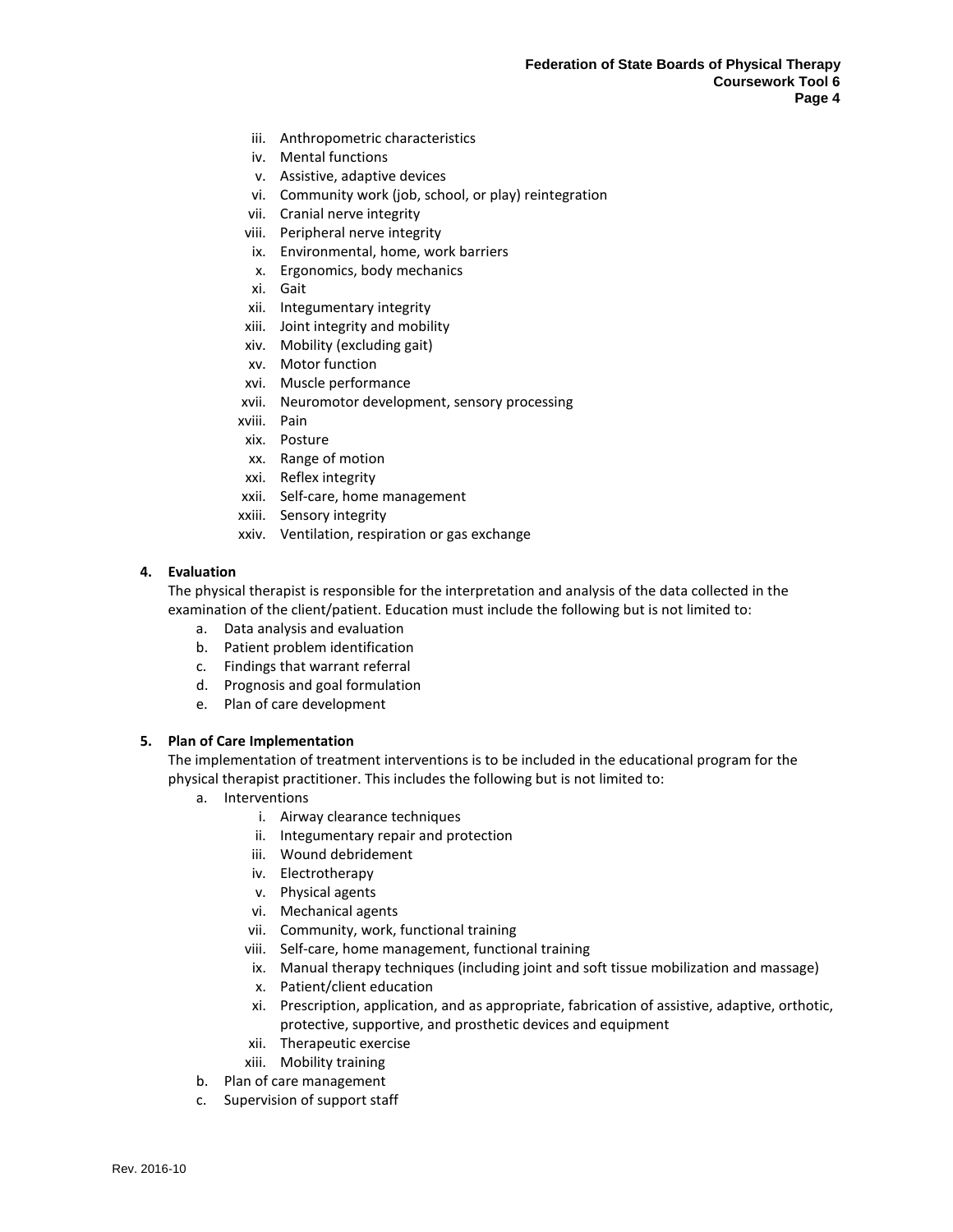iii. Anthropometric characteristics
iv. Mental functions
v. Assistive, adaptive devices
vi. Community work (job, school, or play) reintegration
vii. Cranial nerve integrity
viii. Peripheral nerve integrity
ix. Environmental, home, work barriers
x. Ergonomics, body mechanics
xi. Gait
xii. Integumentary integrity
xiii. Joint integrity and mobility
xiv. Mobility (excluding gait)
xv. Motor function
xvi. Muscle performance
xvii. Neuromotor development, sensory processing
xviii. Pain
xix. Posture
xx. Range of motion
xxi. Reflex integrity
xxii. Self-care, home management
xxiii. Sensory integrity
xxiv. Ventilation, respiration or gas exchange

4. **Evaluation**

The physical therapist is responsible for the interpretation and analysis of the data collected in the examination of the client/patient. Education must include the following but is not limited to:

a. Data analysis and evaluation
b. Patient problem identification
c. Findings that warrant referral
d. Prognosis and goal formulation
e. Plan of care development

5. **Plan of Care Implementation**

The implementation of treatment interventions is to be included in the educational program for the physical therapist practitioner. This includes the following but is not limited to:

a. Interventions
   i. Airway clearance techniques
   ii. Integumentary repair and protection
   iii. Wound debridement
   iv. Electrotherapy
   v. Physical agents
   vi. Mechanical agents
   vii. Community, work, functional training
   viii. Self-care, home management, functional training
   ix. Manual therapy techniques (including joint and soft tissue mobilization and massage)
   x. Patient/client education
   xi. Prescription, application, and as appropriate, fabrication of assistive, adaptive, orthotic, protective, supportive, and prosthetic devices and equipment
   xii. Therapeutic exercise
   xiii. Mobility training
b. Plan of care management
c. Supervision of support staff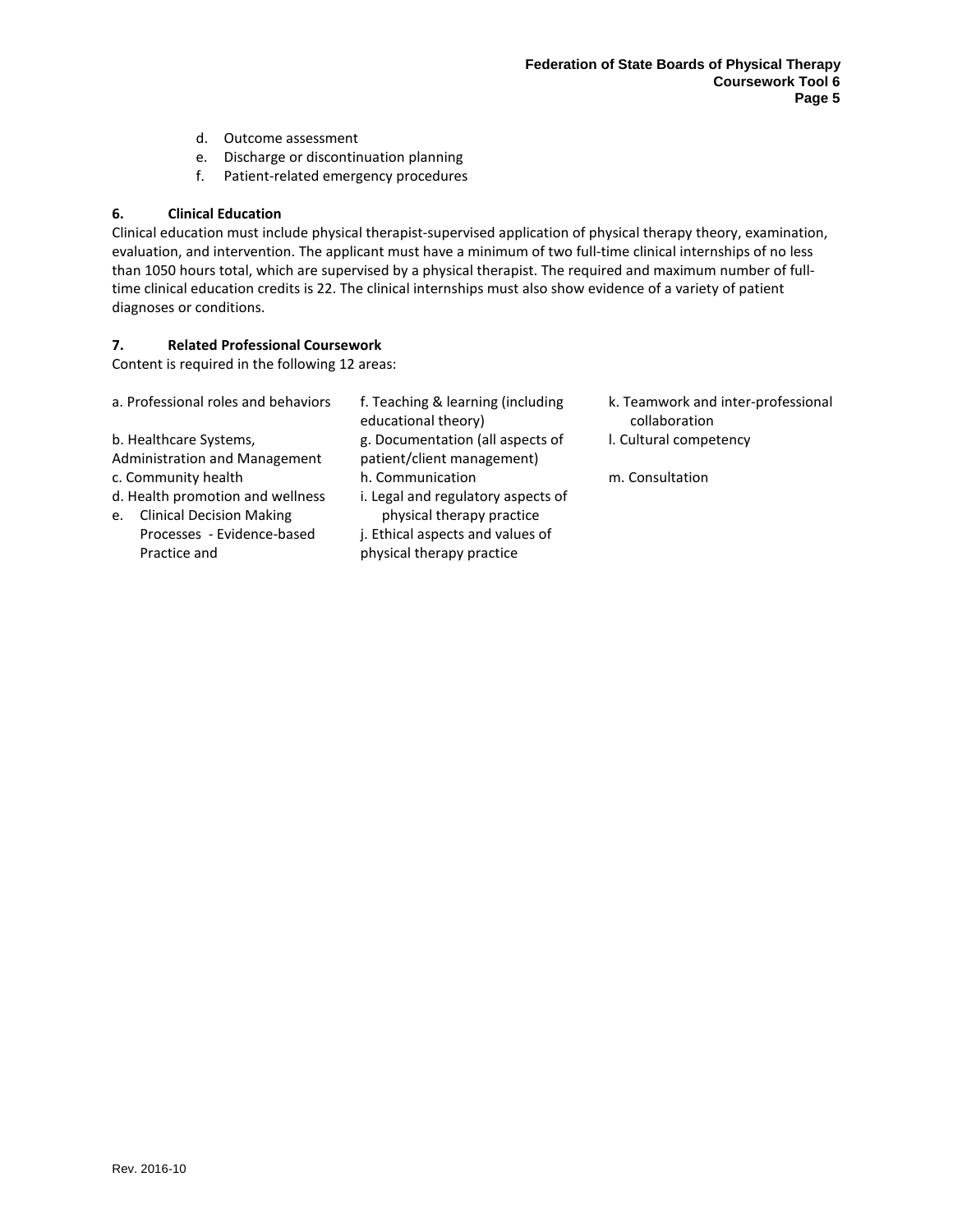d. Outcome assessment
e. Discharge or discontinuation planning
f. Patient-related emergency procedures

**6. Clinical Education**

Clinical education must include physical therapist-supervised application of physical therapy theory, examination, evaluation, and intervention. The applicant must have a minimum of two full-time clinical internships of no less than 1050 hours total, which are supervised by a physical therapist. The required and maximum number of full-time clinical education credits is 22. The clinical internships must also show evidence of a variety of patient diagnoses or conditions.

**7. Related Professional Coursework**

Content is required in the following 12 areas:

a. Professional roles and behaviors
b. Healthcare Systems, Administration and Management
c. Community health
d. Health promotion and wellness
e. Clinical Decision Making Processes - Evidence-based Practice and
f. Teaching & learning (including educational theory)
g. Documentation (all aspects of patient/client management)
h. Communication
i. Legal and regulatory aspects of physical therapy practice
j. Ethical aspects and values of physical therapy practice
k. Teamwork and inter-professional collaboration
l. Cultural competency
m. Consultation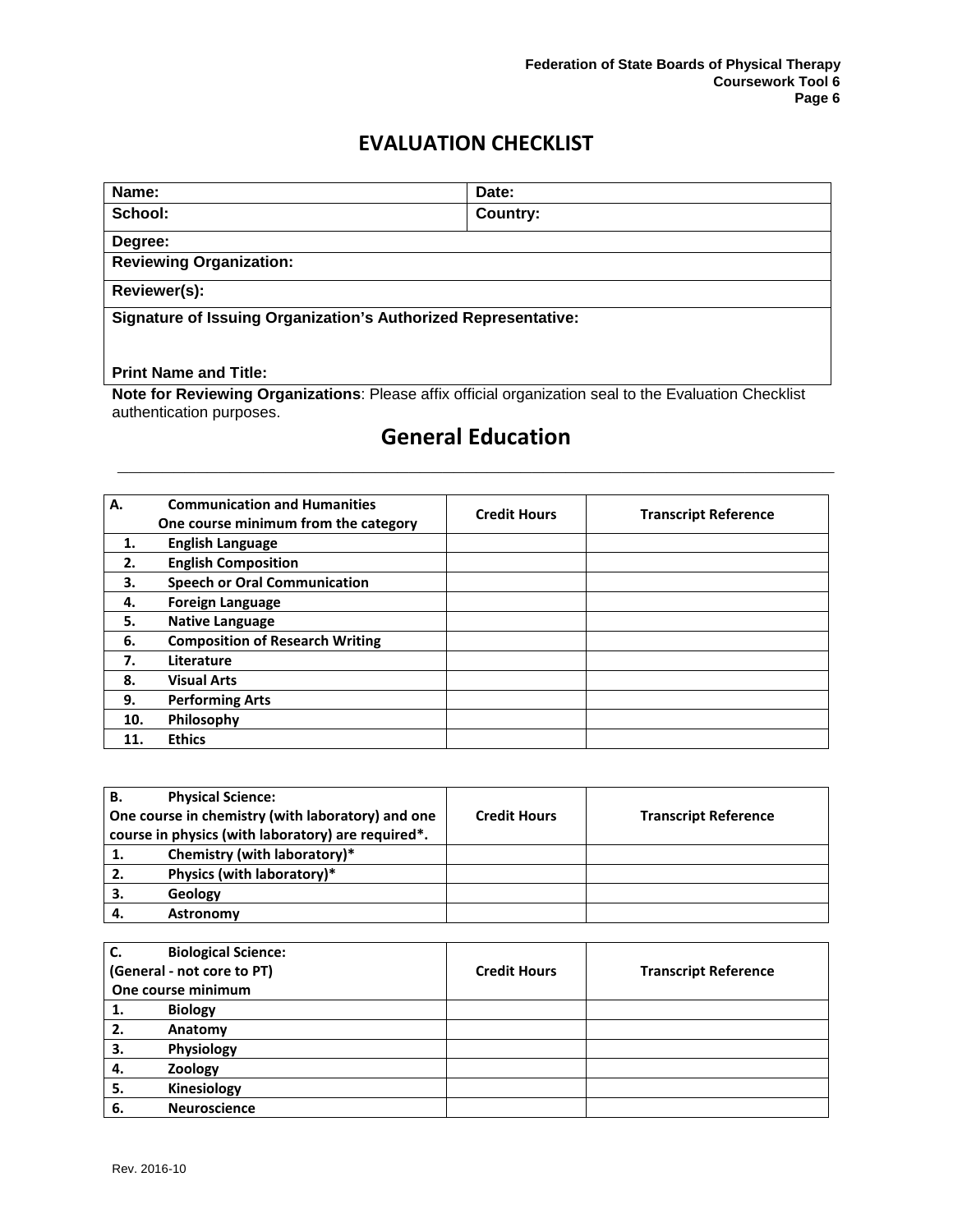# EVALUATION CHECKLIST

| Name: | Date: |
|---|---|
| School: | Country: |
| Degree: | |
| Reviewing Organization: | |
| Reviewer(s): | |
| Signature of Issuing Organization's Authorized Representative:<br><br>Print Name and Title: | |

**Note for Reviewing Organizations**: Please affix official organization seal to the Evaluation Checklist authentication purposes.

## General Education

| A. Communication and Humanities<br>One course minimum from the category | Credit Hours | Transcript Reference |
|---|---|---|
| 1. English Language | | |
| 2. English Composition | | |
| 3. Speech or Oral Communication | | |
| 4. Foreign Language | | |
| 5. Native Language | | |
| 6. Composition of Research Writing | | |
| 7. Literature | | |
| 8. Visual Arts | | |
| 9. Performing Arts | | |
| 10. Philosophy | | |
| 11. Ethics | | |

| B. Physical Science:<br>One course in chemistry (with laboratory) and one course in physics (with laboratory) are required*. | Credit Hours | Transcript Reference |
|---|---|---|
| 1. Chemistry (with laboratory)* | | |
| 2. Physics (with laboratory)* | | |
| 3. Geology | | |
| 4. Astronomy | | |

| C. Biological Science:<br>(General - not core to PT)<br>One course minimum | Credit Hours | Transcript Reference |
|---|---|---|
| 1. Biology | | |
| 2. Anatomy | | |
| 3. Physiology | | |
| 4. Zoology | | |
| 5. Kinesiology | | |
| 6. Neuroscience | | |

Rev. 2016-10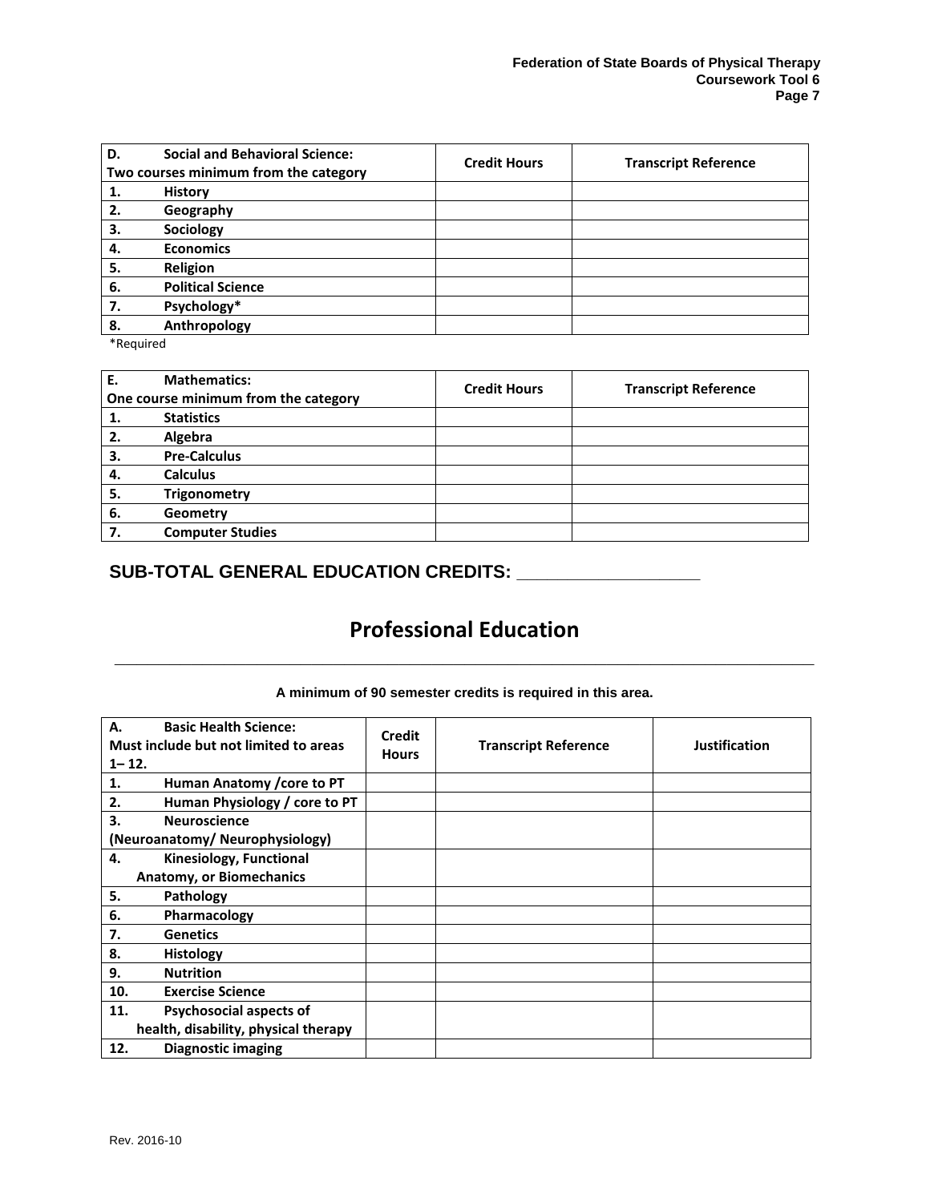| D. Social and Behavioral Science: Two courses minimum from the category | Credit Hours | Transcript Reference |
|---|---|---|
| 1. History | | |
| 2. Geography | | |
| 3. Sociology | | |
| 4. Economics | | |
| 5. Religion | | |
| 6. Political Science | | |
| 7. Psychology* | | |
| 8. Anthropology | | |

*Required

| E. Mathematics: One course minimum from the category | Credit Hours | Transcript Reference |
|---|---|---|
| 1. Statistics | | |
| 2. Algebra | | |
| 3. Pre-Calculus | | |
| 4. Calculus | | |
| 5. Trigonometry | | |
| 6. Geometry | | |
| 7. Computer Studies | | |

**SUB-TOTAL GENERAL EDUCATION CREDITS: ___________________**

# Professional Education

**A minimum of 90 semester credits is required in this area.**

| A. Basic Health Science: Must include but not limited to areas 1– 12. | Credit Hours | Transcript Reference | Justification |
|---|---|---|---|
| 1. Human Anatomy /core to PT | | | |
| 2. Human Physiology / core to PT | | | |
| 3. Neuroscience (Neuroanatomy/ Neurophysiology) | | | |
| 4. Kinesiology, Functional Anatomy, or Biomechanics | | | |
| 5. Pathology | | | |
| 6. Pharmacology | | | |
| 7. Genetics | | | |
| 8. Histology | | | |
| 9. Nutrition | | | |
| 10. Exercise Science | | | |
| 11. Psychosocial aspects of health, disability, physical therapy | | | |
| 12. Diagnostic imaging | | | |

Rev. 2016-10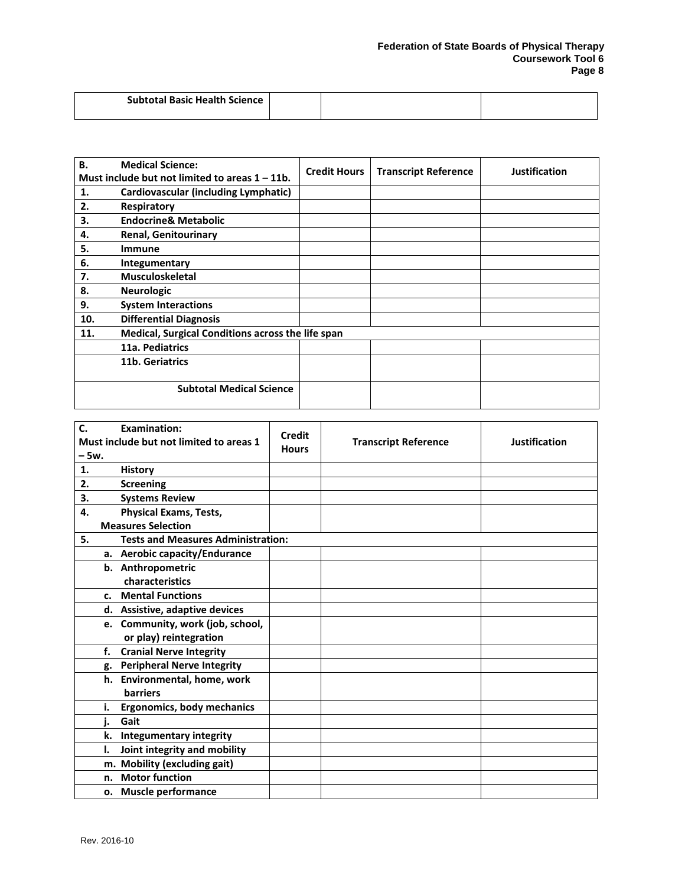| Subtotal Basic Health Science | | | |
|---|---|---|---|

| B. Medical Science: Must include but not limited to areas 1 – 11b. | Credit Hours | Transcript Reference | Justification |
|---|---|---|---|
| 1. Cardiovascular (including Lymphatic) | | | |
| 2. Respiratory | | | |
| 3. Endocrine& Metabolic | | | |
| 4. Renal, Genitourinary | | | |
| 5. Immune | | | |
| 6. Integumentary | | | |
| 7. Musculoskeletal | | | |
| 8. Neurologic | | | |
| 9. System Interactions | | | |
| 10. Differential Diagnosis | | | |
| 11. Medical, Surgical Conditions across the life span | | | |
| 11a. Pediatrics | | | |
| 11b. Geriatrics | | | |
| Subtotal Medical Science | | | |

| C. Examination: Must include but not limited to areas 1 – 5w. | Credit Hours | Transcript Reference | Justification |
|---|---|---|---|
| 1. History | | | |
| 2. Screening | | | |
| 3. Systems Review | | | |
| 4. Physical Exams, Tests, Measures Selection | | | |
| 5. Tests and Measures Administration: | | | |
| a. Aerobic capacity/Endurance | | | |
| b. Anthropometric characteristics | | | |
| c. Mental Functions | | | |
| d. Assistive, adaptive devices | | | |
| e. Community, work (job, school, or play) reintegration | | | |
| f. Cranial Nerve Integrity | | | |
| g. Peripheral Nerve Integrity | | | |
| h. Environmental, home, work barriers | | | |
| i. Ergonomics, body mechanics | | | |
| j. Gait | | | |
| k. Integumentary integrity | | | |
| l. Joint integrity and mobility | | | |
| m. Mobility (excluding gait) | | | |
| n. Motor function | | | |
| o. Muscle performance | | | |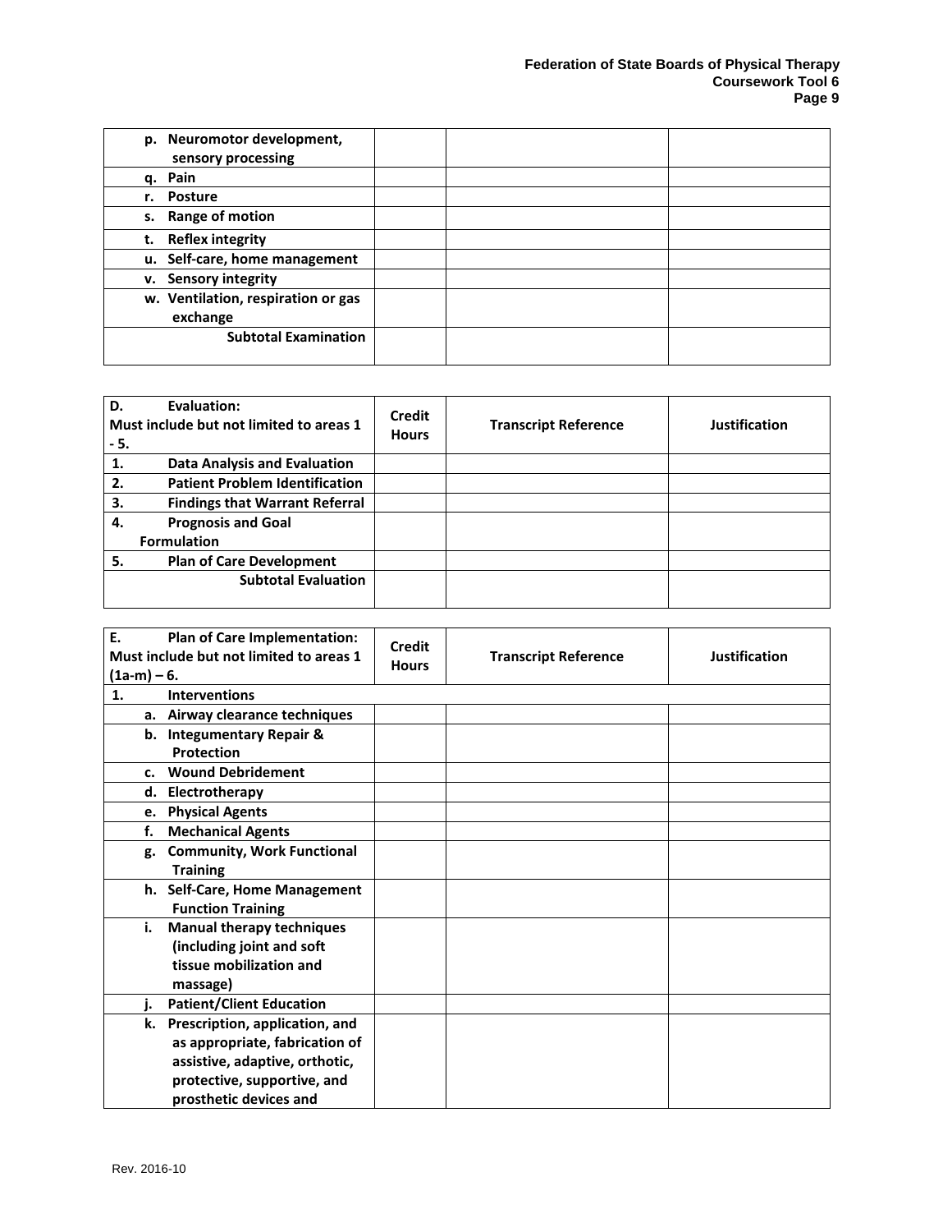| p. Neuromotor development, sensory processing | | | |
|---|---|---|---|
| q. Pain | | | |
| r. Posture | | | |
| s. Range of motion | | | |
| t. Reflex integrity | | | |
| u. Self-care, home management | | | |
| v. Sensory integrity | | | |
| w. Ventilation, respiration or gas exchange | | | |
| **Subtotal Examination** | | | |

| **D. Evaluation: Must include but not limited to areas 1 - 5.** | **Credit Hours** | **Transcript Reference** | **Justification** |
|---|---|---|---|
| **1. Data Analysis and Evaluation** | | | |
| **2. Patient Problem Identification** | | | |
| **3. Findings that Warrant Referral** | | | |
| **4. Prognosis and Goal Formulation** | | | |
| **5. Plan of Care Development** | | | |
| **Subtotal Evaluation** | | | |

| **E. Plan of Care Implementation: Must include but not limited to areas 1 (1a-m) – 6.** | **Credit Hours** | **Transcript Reference** | **Justification** |
|---|---|---|---|
| **1. Interventions** | | | |
| a. Airway clearance techniques | | | |
| b. Integumentary Repair & Protection | | | |
| c. Wound Debridement | | | |
| d. Electrotherapy | | | |
| e. Physical Agents | | | |
| f. Mechanical Agents | | | |
| g. Community, Work Functional Training | | | |
| h. Self-Care, Home Management Function Training | | | |
| i. Manual therapy techniques (including joint and soft tissue mobilization and massage) | | | |
| j. Patient/Client Education | | | |
| k. Prescription, application, and as appropriate, fabrication of assistive, adaptive, orthotic, protective, supportive, and prosthetic devices and | | | |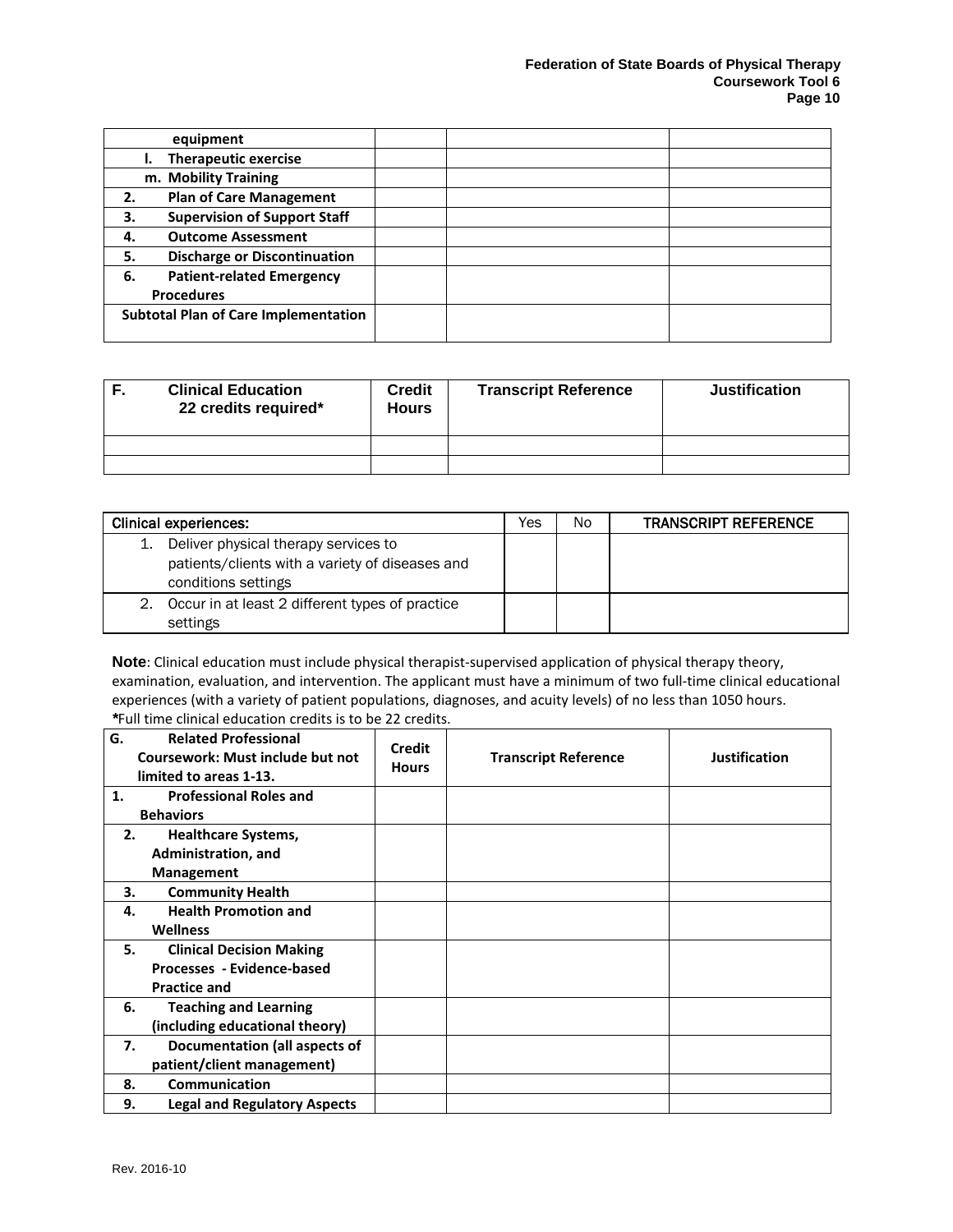| equipment | | | |
|---|---|---|---|
| l. Therapeutic exercise | | | |
| m. Mobility Training | | | |
| 2. Plan of Care Management | | | |
| 3. Supervision of Support Staff | | | |
| 4. Outcome Assessment | | | |
| 5. Discharge or Discontinuation | | | |
| 6. Patient-related Emergency Procedures | | | |
| Subtotal Plan of Care Implementation | | | |

| F. Clinical Education 22 credits required* | Credit Hours | Transcript Reference | Justification |
|---|---|---|---|
| | | | |
| | | | |

| Clinical experiences: | Yes | No | TRANSCRIPT REFERENCE |
|---|---|---|---|
| 1. Deliver physical therapy services to patients/clients with a variety of diseases and conditions settings | | | |
| 2. Occur in at least 2 different types of practice settings | | | |

**Note**: Clinical education must include physical therapist-supervised application of physical therapy theory, examination, evaluation, and intervention. The applicant must have a minimum of two full-time clinical educational experiences (with a variety of patient populations, diagnoses, and acuity levels) of no less than 1050 hours.
**\***Full time clinical education credits is to be 22 credits.

| G. Related Professional Coursework: Must include but not limited to areas 1-13. | Credit Hours | Transcript Reference | Justification |
|---|---|---|---|
| 1. Professional Roles and Behaviors | | | |
| 2. Healthcare Systems, Administration, and Management | | | |
| 3. Community Health | | | |
| 4. Health Promotion and Wellness | | | |
| 5. Clinical Decision Making Processes - Evidence-based Practice and | | | |
| 6. Teaching and Learning (including educational theory) | | | |
| 7. Documentation (all aspects of patient/client management) | | | |
| 8. Communication | | | |
| 9. Legal and Regulatory Aspects | | | |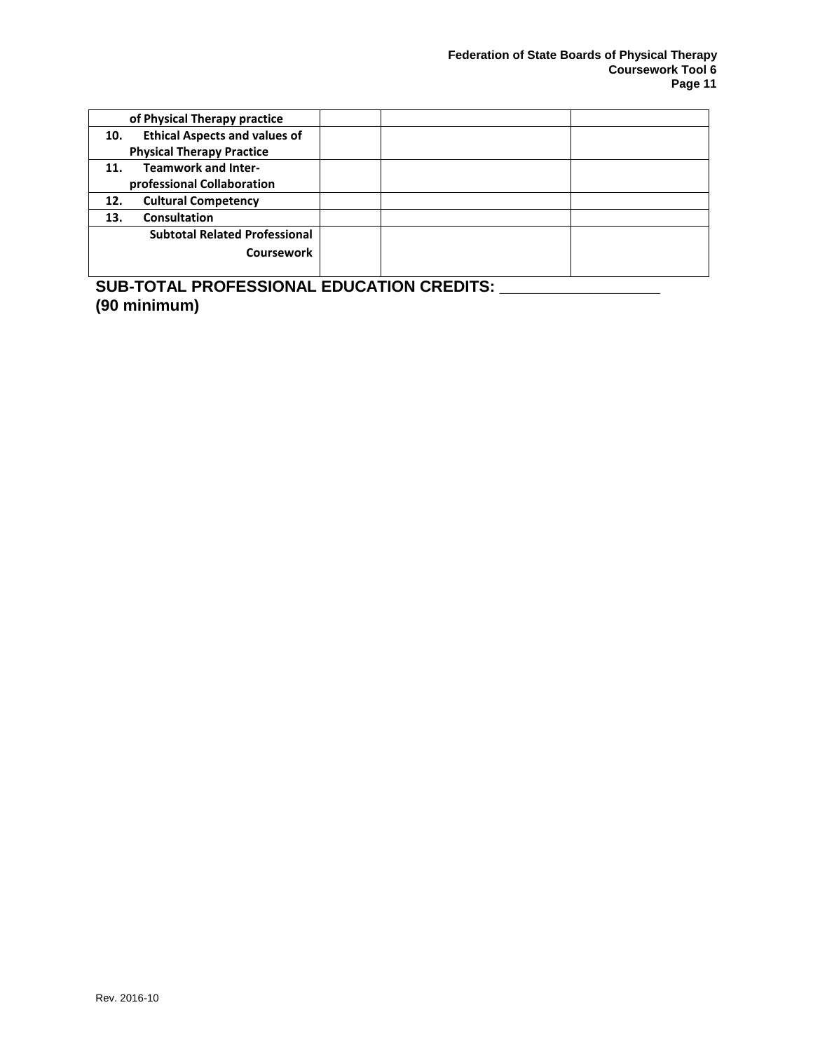| | | | |
|---|---|---|---|
| of Physical Therapy practice | | | |
| **10. Ethical Aspects and values of Physical Therapy Practice** | | | |
| **11. Teamwork and Inter-professional Collaboration** | | | |
| **12. Cultural Competency** | | | |
| **13. Consultation** | | | |
| **Subtotal Related Professional Coursework** | | | |

**SUB-TOTAL PROFESSIONAL EDUCATION CREDITS: ___________________**
**(90 minimum)**

Rev. 2016-10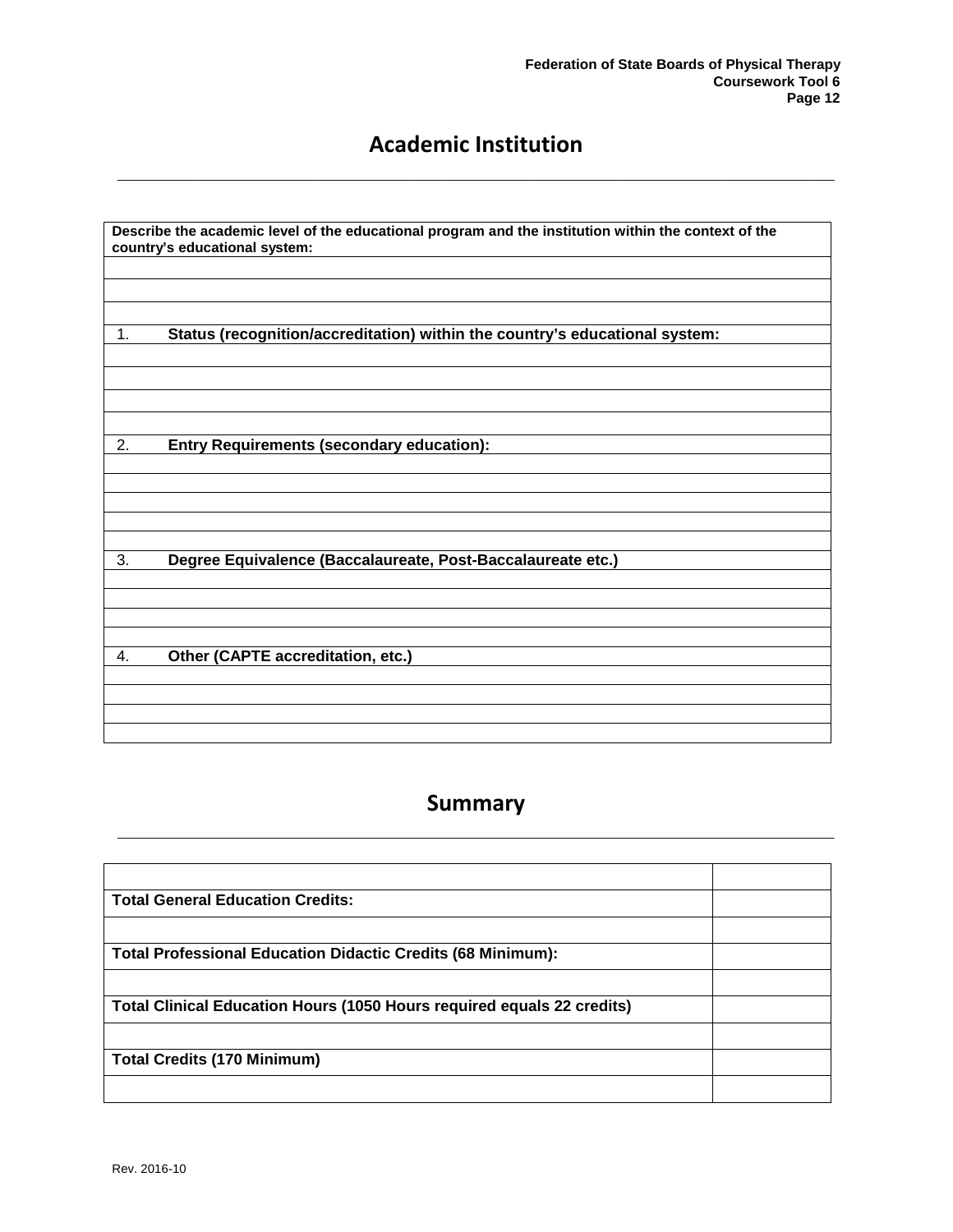## Academic Institution

| Describe the academic level of the educational program and the institution within the context of the country's educational system: |
|---|
| |
| |
| |
| 1. **Status (recognition/accreditation) within the country's educational system:** |
| |
| |
| |
| |
| 2. **Entry Requirements (secondary education):** |
| |
| |
| |
| |
| |
| 3. **Degree Equivalence (Baccalaureate, Post-Baccalaureate etc.)** |
| |
| |
| |
| |
| 4. **Other (CAPTE accreditation, etc.)** |
| |
| |
| |
| |

## Summary

| | |
|---|---|
| **Total General Education Credits:** | |
| | |
| **Total Professional Education Didactic Credits (68 Minimum):** | |
| | |
| **Total Clinical Education Hours (1050 Hours required equals 22 credits)** | |
| | |
| **Total Credits (170 Minimum)** | |
| | |

Rev. 2016-10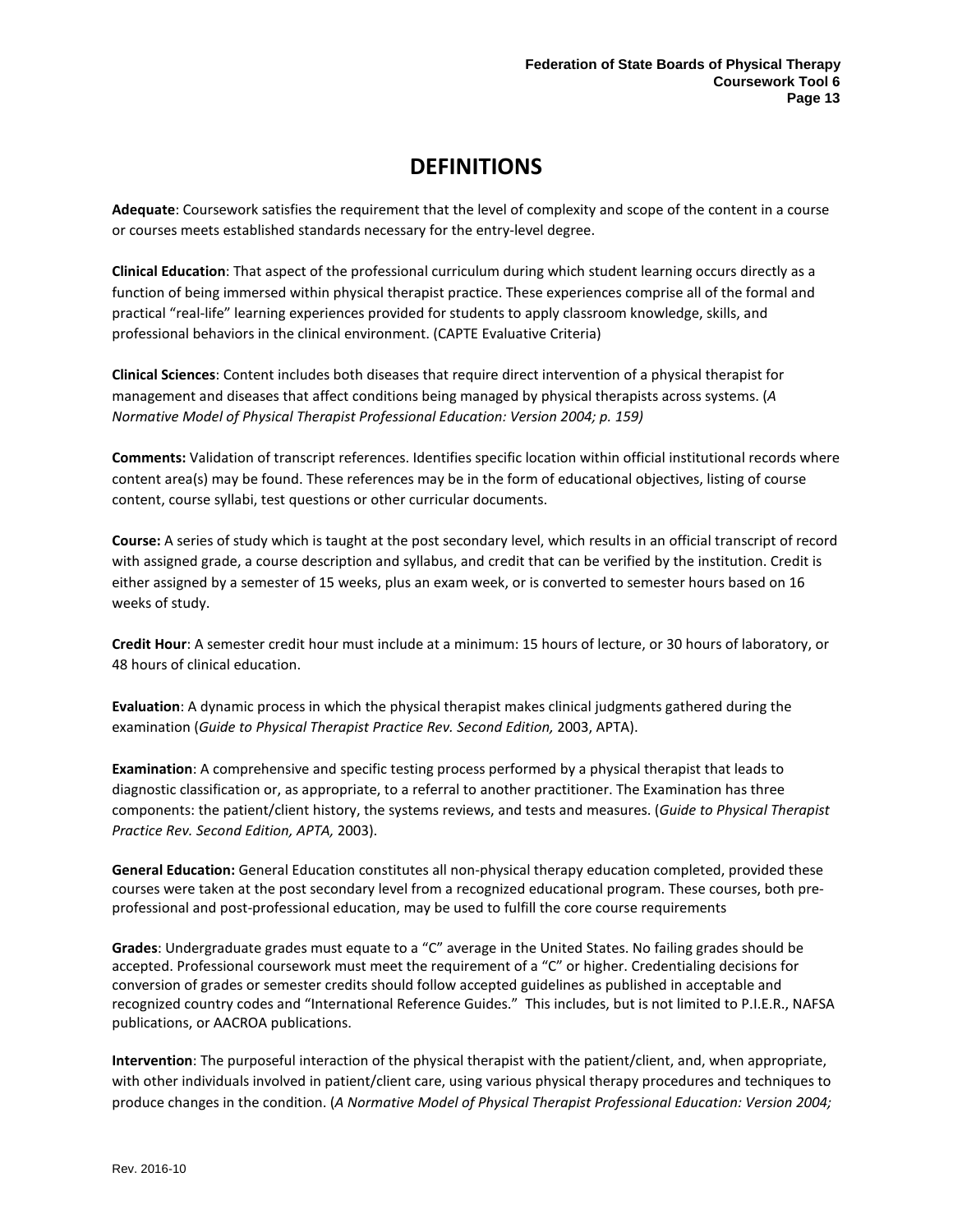# DEFINITIONS

**Adequate**: Coursework satisfies the requirement that the level of complexity and scope of the content in a course or courses meets established standards necessary for the entry-level degree.

**Clinical Education**: That aspect of the professional curriculum during which student learning occurs directly as a function of being immersed within physical therapist practice. These experiences comprise all of the formal and practical "real-life" learning experiences provided for students to apply classroom knowledge, skills, and professional behaviors in the clinical environment. (CAPTE Evaluative Criteria)

**Clinical Sciences**: Content includes both diseases that require direct intervention of a physical therapist for management and diseases that affect conditions being managed by physical therapists across systems. (*A Normative Model of Physical Therapist Professional Education: Version 2004; p. 159)*

**Comments:** Validation of transcript references. Identifies specific location within official institutional records where content area(s) may be found. These references may be in the form of educational objectives, listing of course content, course syllabi, test questions or other curricular documents.

**Course:** A series of study which is taught at the post secondary level, which results in an official transcript of record with assigned grade, a course description and syllabus, and credit that can be verified by the institution. Credit is either assigned by a semester of 15 weeks, plus an exam week, or is converted to semester hours based on 16 weeks of study.

**Credit Hour**: A semester credit hour must include at a minimum: 15 hours of lecture, or 30 hours of laboratory, or 48 hours of clinical education.

**Evaluation**: A dynamic process in which the physical therapist makes clinical judgments gathered during the examination (*Guide to Physical Therapist Practice Rev. Second Edition,* 2003, APTA).

**Examination**: A comprehensive and specific testing process performed by a physical therapist that leads to diagnostic classification or, as appropriate, to a referral to another practitioner. The Examination has three components: the patient/client history, the systems reviews, and tests and measures. (*Guide to Physical Therapist Practice Rev. Second Edition, APTA,* 2003).

**General Education:** General Education constitutes all non-physical therapy education completed, provided these courses were taken at the post secondary level from a recognized educational program. These courses, both pre-professional and post-professional education, may be used to fulfill the core course requirements

**Grades**: Undergraduate grades must equate to a "C" average in the United States. No failing grades should be accepted. Professional coursework must meet the requirement of a "C" or higher. Credentialing decisions for conversion of grades or semester credits should follow accepted guidelines as published in acceptable and recognized country codes and "International Reference Guides." This includes, but is not limited to P.I.E.R., NAFSA publications, or AACROA publications.

**Intervention**: The purposeful interaction of the physical therapist with the patient/client, and, when appropriate, with other individuals involved in patient/client care, using various physical therapy procedures and techniques to produce changes in the condition. (*A Normative Model of Physical Therapist Professional Education: Version 2004;*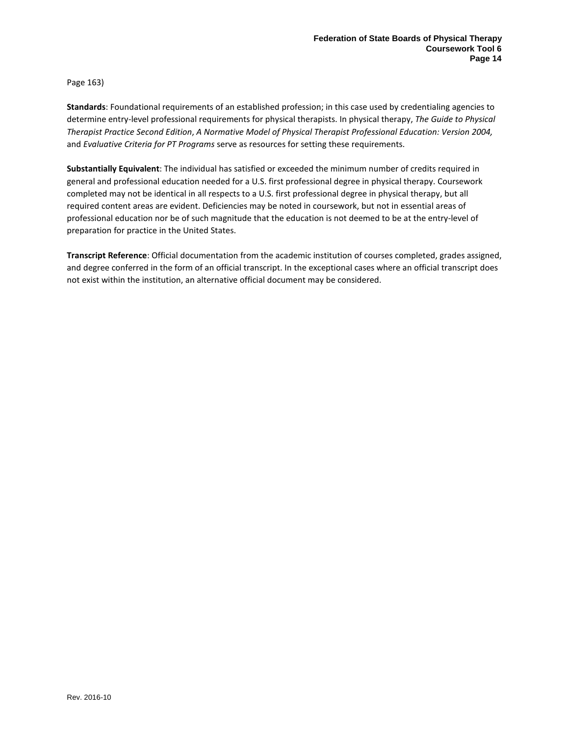Page 163)

**Standards**: Foundational requirements of an established profession; in this case used by credentialing agencies to determine entry-level professional requirements for physical therapists. In physical therapy, *The Guide to Physical Therapist Practice Second Edition*, *A Normative Model of Physical Therapist Professional Education: Version 2004,* and *Evaluative Criteria for PT Programs* serve as resources for setting these requirements.

**Substantially Equivalent**: The individual has satisfied or exceeded the minimum number of credits required in general and professional education needed for a U.S. first professional degree in physical therapy. Coursework completed may not be identical in all respects to a U.S. first professional degree in physical therapy, but all required content areas are evident. Deficiencies may be noted in coursework, but not in essential areas of professional education nor be of such magnitude that the education is not deemed to be at the entry-level of preparation for practice in the United States.

**Transcript Reference**: Official documentation from the academic institution of courses completed, grades assigned, and degree conferred in the form of an official transcript. In the exceptional cases where an official transcript does not exist within the institution, an alternative official document may be considered.